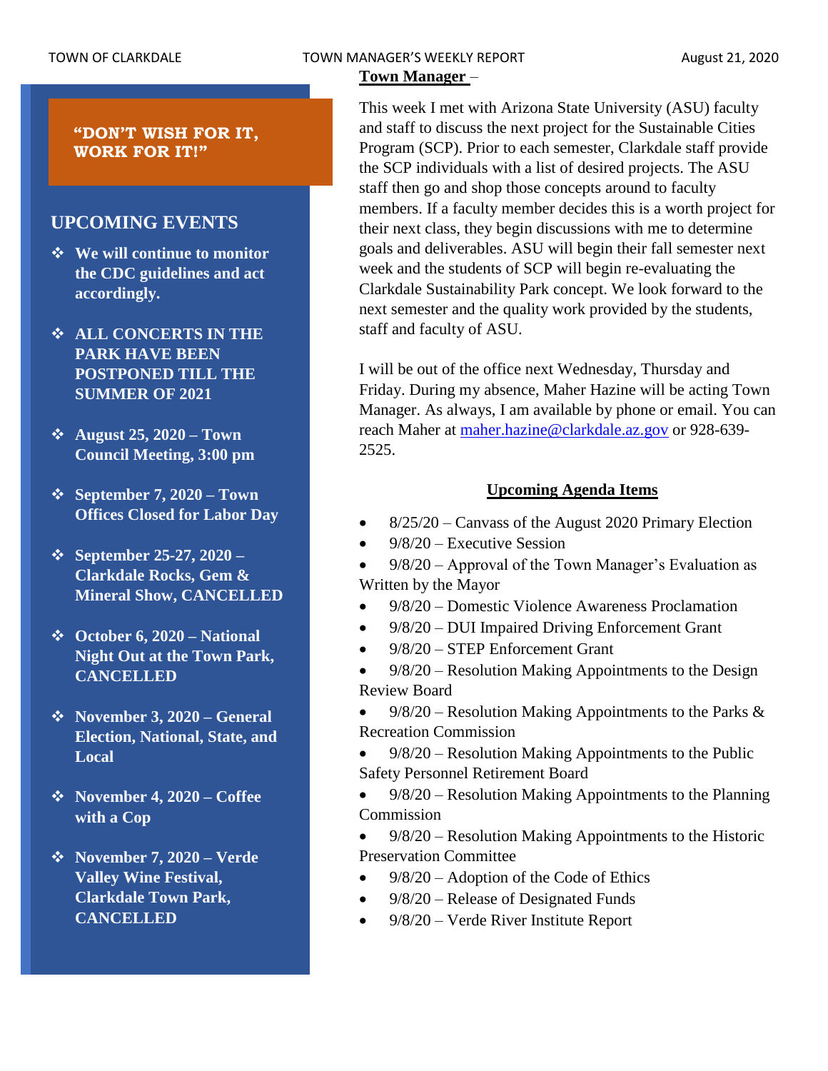**"DON'T WISH FOR IT, WORK FOR IT!"**

## UPCOMING EVENTS

- **We will continue to monitor the CDC guidelines and act accordingly.**
- **ALL CONCERTS IN THE PARK HAVE BEEN POSTPONED TILL THE SUMMER OF 2021**
- **August 25, 2020 – Town Council Meeting, 3:00 pm**
- **September 7, 2020 – Town Offices Closed for Labor Day**
- **September 25-27, 2020 – Clarkdale Rocks, Gem & Mineral Show, CANCELLED**
- **October 6, 2020 – National Night Out at the Town Park, CANCELLED**
- **November 3, 2020 – General Election, National, State, and Local**
- **November 4, 2020 – Coffee with a Cop**
- **November 7, 2020 – Verde Valley Wine Festival, Clarkdale Town Park, CANCELLED**

**Town Manager –**

This week I met with Arizona State University (ASU) faculty and staff to discuss the next project for the Sustainable Cities Program (SCP). Prior to each semester, Clarkdale staff provide the SCP individuals with a list of desired projects. The ASU staff then go and shop those concepts around to faculty members. If a faculty member decides this is a worth project for their next class, they begin discussions with me to determine goals and deliverables. ASU will begin their fall semester next week and the students of SCP will begin re-evaluating the Clarkdale Sustainability Park concept. We look forward to the next semester and the quality work provided by the students, staff and faculty of ASU.

I will be out of the office next Wednesday, Thursday and Friday. During my absence, Maher Hazine will be acting Town Manager. As always, I am available by phone or email. You can reach Maher at maher.hazine@clarkdale.az.gov or 928-639-2525.

**Upcoming Agenda Items**

- 8/25/20 – Canvass of the August 2020 Primary Election
- 9/8/20 – Executive Session
- 9/8/20 – Approval of the Town Manager's Evaluation as Written by the Mayor
- 9/8/20 – Domestic Violence Awareness Proclamation
- 9/8/20 – DUI Impaired Driving Enforcement Grant
- 9/8/20 – STEP Enforcement Grant
- 9/8/20 – Resolution Making Appointments to the Design Review Board
- 9/8/20 – Resolution Making Appointments to the Parks & Recreation Commission
- 9/8/20 – Resolution Making Appointments to the Public Safety Personnel Retirement Board
- 9/8/20 – Resolution Making Appointments to the Planning Commission
- 9/8/20 – Resolution Making Appointments to the Historic Preservation Committee
- 9/8/20 – Adoption of the Code of Ethics
- 9/8/20 – Release of Designated Funds
- 9/8/20 – Verde River Institute Report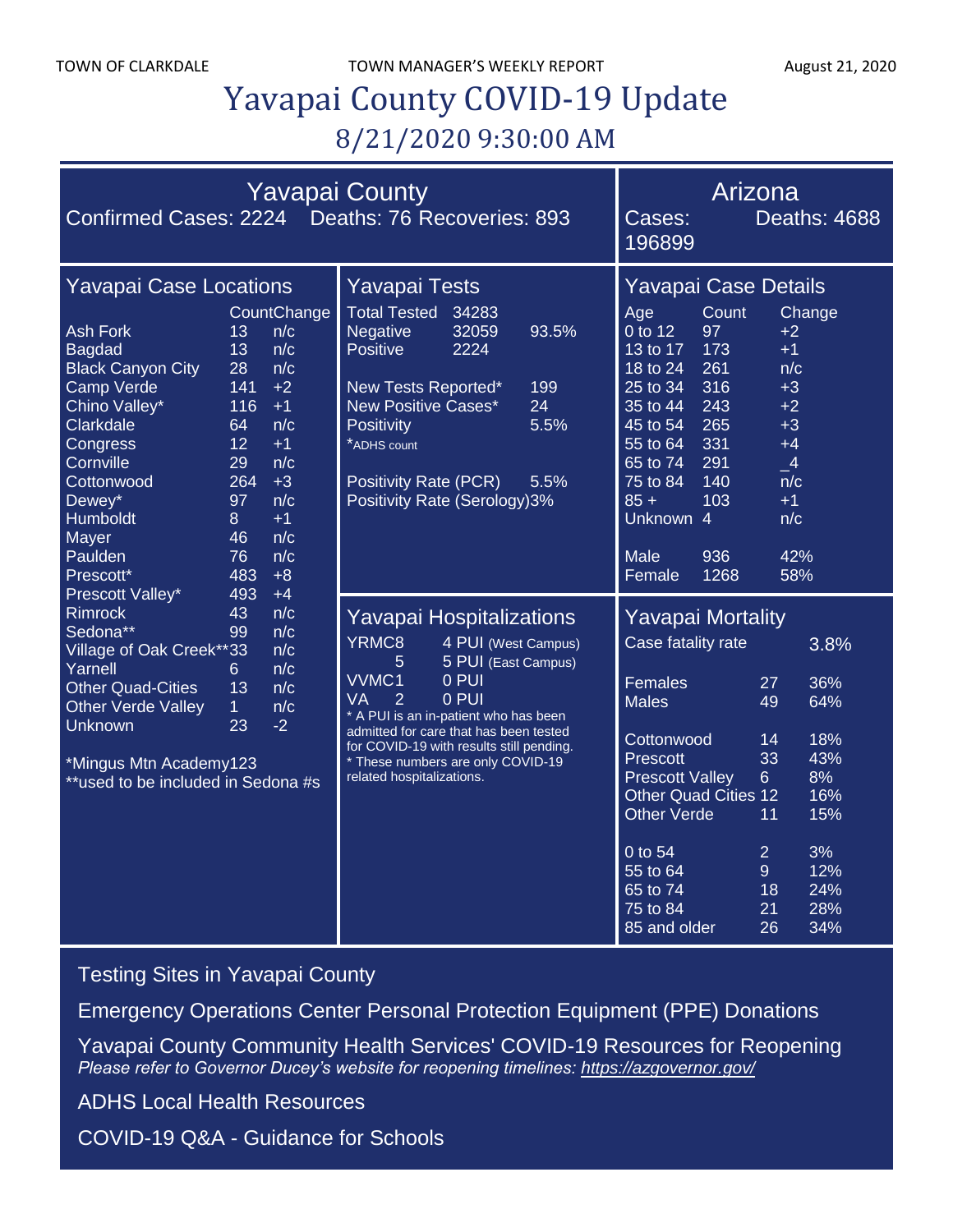TOWN OF CLARKDALE | TOWN MANAGER'S WEEKLY REPORT | August 21, 2020

# Yavapai County COVID-19 Update

## 8/21/2020 9:30:00 AM

## Yavapai County

Confirmed Cases: 2224 Deaths: 76 Recoveries: 893

## Arizona

Cases: 196899 Deaths: 4688

### Yavapai Case Locations

| | Count | Change |
|---|---|---|
| Ash Fork | 13 | n/c |
| Bagdad | 13 | n/c |
| Black Canyon City | 28 | n/c |
| Camp Verde | 141 | +2 |
| Chino Valley* | 116 | +1 |
| Clarkdale | 64 | n/c |
| Congress | 12 | +1 |
| Cornville | 29 | n/c |
| Cottonwood | 264 | +3 |
| Dewey* | 97 | n/c |
| Humboldt | 8 | +1 |
| Mayer | 46 | n/c |
| Paulden | 76 | n/c |
| Prescott* | 483 | +8 |
| Prescott Valley* | 493 | +4 |
| Rimrock | 43 | n/c |
| Sedona** | 99 | n/c |
| Village of Oak Creek** | 33 | n/c |
| Yarnell | 6 | n/c |
| Other Quad-Cities | 13 | n/c |
| Other Verde Valley | 1 | n/c |
| Unknown | 23 | -2 |

*Mingus Mtn Academy123
**used to be included in Sedona #s

### Yavapai Tests

| | | |
|---|---|---|
| Total Tested | 34283 | |
| Negative | 32059 | 93.5% |
| Positive | 2224 | |
| New Tests Reported* | | 199 |
| New Positive Cases* | | 24 |
| Positivity | | 5.5% |

*ADHS count

Positivity Rate (PCR) 5.5%
Positivity Rate (Serology) 3%

### Yavapai Case Details

| Age | Count | Change |
|---|---|---|
| 0 to 12 | 97 | +2 |
| 13 to 17 | 173 | +1 |
| 18 to 24 | 261 | n/c |
| 25 to 34 | 316 | +3 |
| 35 to 44 | 243 | +2 |
| 45 to 54 | 265 | +3 |
| 55 to 64 | 331 | +4 |
| 65 to 74 | 291 | _4 |
| 75 to 84 | 140 | n/c |
| 85 + | 103 | +1 |
| Unknown | 4 | n/c |
| Male | 936 | 42% |
| Female | 1268 | 58% |

### Yavapai Hospitalizations

| | | |
|---|---|---|
| YRMC | 8 | 4 PUI (West Campus) |
| | 5 | 5 PUI (East Campus) |
| VVMC | 1 | 0 PUI |
| VA | 2 | 0 PUI |

* A PUI is an in-patient who has been admitted for care that has been tested for COVID-19 with results still pending.
* These numbers are only COVID-19 related hospitalizations.

### Yavapai Mortality

Case fatality rate 3.8%

| | | |
|---|---|---|
| Females | 27 | 36% |
| Males | 49 | 64% |
| Cottonwood | 14 | 18% |
| Prescott | 33 | 43% |
| Prescott Valley | 6 | 8% |
| Other Quad Cities | 12 | 16% |
| Other Verde | 11 | 15% |
| 0 to 54 | 2 | 3% |
| 55 to 64 | 9 | 12% |
| 65 to 74 | 18 | 24% |
| 75 to 84 | 21 | 28% |
| 85 and older | 26 | 34% |

Testing Sites in Yavapai County

Emergency Operations Center Personal Protection Equipment (PPE) Donations

Yavapai County Community Health Services' COVID-19 Resources for Reopening
*Please refer to Governor Ducey's website for reopening timelines: https://azgovernor.gov/*

ADHS Local Health Resources

COVID-19 Q&A - Guidance for Schools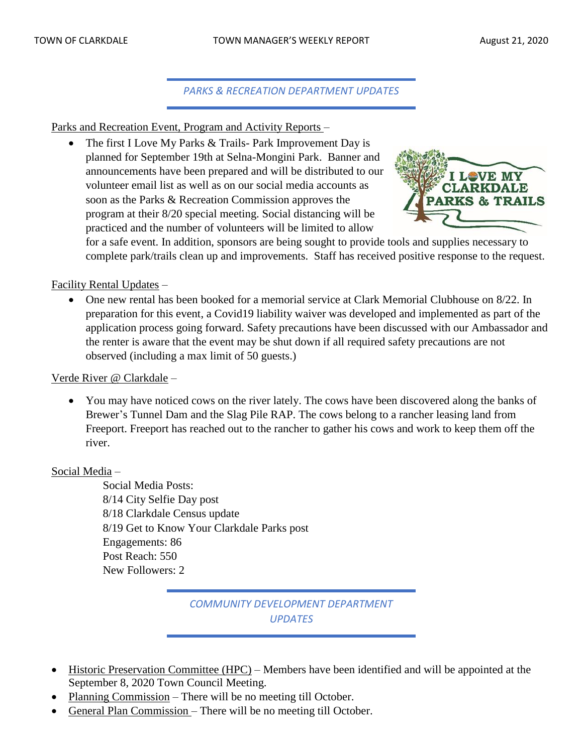## *PARKS & RECREATION DEPARTMENT UPDATES*

Parks and Recreation Event, Program and Activity Reports –

- The first I Love My Parks & Trails- Park Improvement Day is planned for September 19th at Selna-Mongini Park. Banner and announcements have been prepared and will be distributed to our volunteer email list as well as on our social media accounts as soon as the Parks & Recreation Commission approves the program at their 8/20 special meeting. Social distancing will be practiced and the number of volunteers will be limited to allow for a safe event. In addition, sponsors are being sought to provide tools and supplies necessary to complete park/trails clean up and improvements. Staff has received positive response to the request.

Facility Rental Updates –

- One new rental has been booked for a memorial service at Clark Memorial Clubhouse on 8/22. In preparation for this event, a Covid19 liability waiver was developed and implemented as part of the application process going forward. Safety precautions have been discussed with our Ambassador and the renter is aware that the event may be shut down if all required safety precautions are not observed (including a max limit of 50 guests.)

Verde River @ Clarkdale –

- You may have noticed cows on the river lately. The cows have been discovered along the banks of Brewer's Tunnel Dam and the Slag Pile RAP. The cows belong to a rancher leasing land from Freeport. Freeport has reached out to the rancher to gather his cows and work to keep them off the river.

Social Media –

Social Media Posts:
8/14 City Selfie Day post
8/18 Clarkdale Census update
8/19 Get to Know Your Clarkdale Parks post
Engagements: 86
Post Reach: 550
New Followers: 2

## *COMMUNITY DEVELOPMENT DEPARTMENT UPDATES*

- Historic Preservation Committee (HPC) – Members have been identified and will be appointed at the September 8, 2020 Town Council Meeting.
- Planning Commission – There will be no meeting till October.
- General Plan Commission – There will be no meeting till October.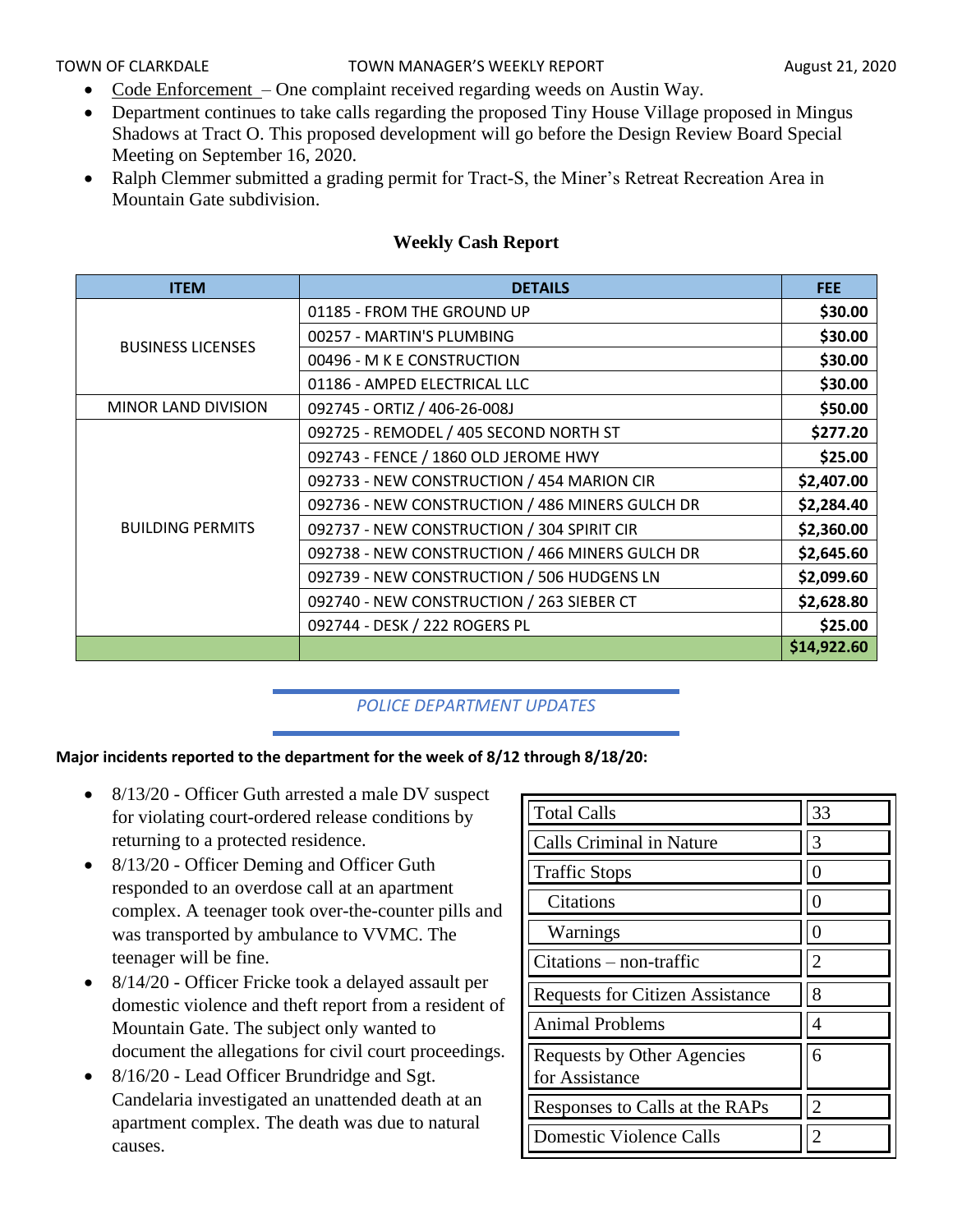- Code Enforcement – One complaint received regarding weeds on Austin Way.
- Department continues to take calls regarding the proposed Tiny House Village proposed in Mingus Shadows at Tract O. This proposed development will go before the Design Review Board Special Meeting on September 16, 2020.
- Ralph Clemmer submitted a grading permit for Tract-S, the Miner's Retreat Recreation Area in Mountain Gate subdivision.

## Weekly Cash Report

| ITEM | DETAILS | FEE |
|---|---|---|
| BUSINESS LICENSES | 01185 - FROM THE GROUND UP | $30.00 |
| | 00257 - MARTIN'S PLUMBING | $30.00 |
| | 00496 - M K E CONSTRUCTION | $30.00 |
| | 01186 - AMPED ELECTRICAL LLC | $30.00 |
| MINOR LAND DIVISION | 092745 - ORTIZ / 406-26-008J | $50.00 |
| BUILDING PERMITS | 092725 - REMODEL / 405 SECOND NORTH ST | $277.20 |
| | 092743 - FENCE / 1860 OLD JEROME HWY | $25.00 |
| | 092733 - NEW CONSTRUCTION / 454 MARION CIR | $2,407.00 |
| | 092736 - NEW CONSTRUCTION / 486 MINERS GULCH DR | $2,284.40 |
| | 092737 - NEW CONSTRUCTION / 304 SPIRIT CIR | $2,360.00 |
| | 092738 - NEW CONSTRUCTION / 466 MINERS GULCH DR | $2,645.60 |
| | 092739 - NEW CONSTRUCTION / 506 HUDGENS LN | $2,099.60 |
| | 092740 - NEW CONSTRUCTION / 263 SIEBER CT | $2,628.80 |
| | 092744 - DESK / 222 ROGERS PL | $25.00 |
| | | $14,922.60 |

## *POLICE DEPARTMENT UPDATES*

**Major incidents reported to the department for the week of 8/12 through 8/18/20:**

- 8/13/20 - Officer Guth arrested a male DV suspect for violating court-ordered release conditions by returning to a protected residence.
- 8/13/20 - Officer Deming and Officer Guth responded to an overdose call at an apartment complex. A teenager took over-the-counter pills and was transported by ambulance to VVMC. The teenager will be fine.
- 8/14/20 - Officer Fricke took a delayed assault per domestic violence and theft report from a resident of Mountain Gate. The subject only wanted to document the allegations for civil court proceedings.
- 8/16/20 - Lead Officer Brundridge and Sgt. Candelaria investigated an unattended death at an apartment complex. The death was due to natural causes.

| | |
|---|---|
| Total Calls | 33 |
| Calls Criminal in Nature | 3 |
| Traffic Stops | 0 |
| Citations | 0 |
| Warnings | 0 |
| Citations – non-traffic | 2 |
| Requests for Citizen Assistance | 8 |
| Animal Problems | 4 |
| Requests by Other Agencies for Assistance | 6 |
| Responses to Calls at the RAPs | 2 |
| Domestic Violence Calls | 2 |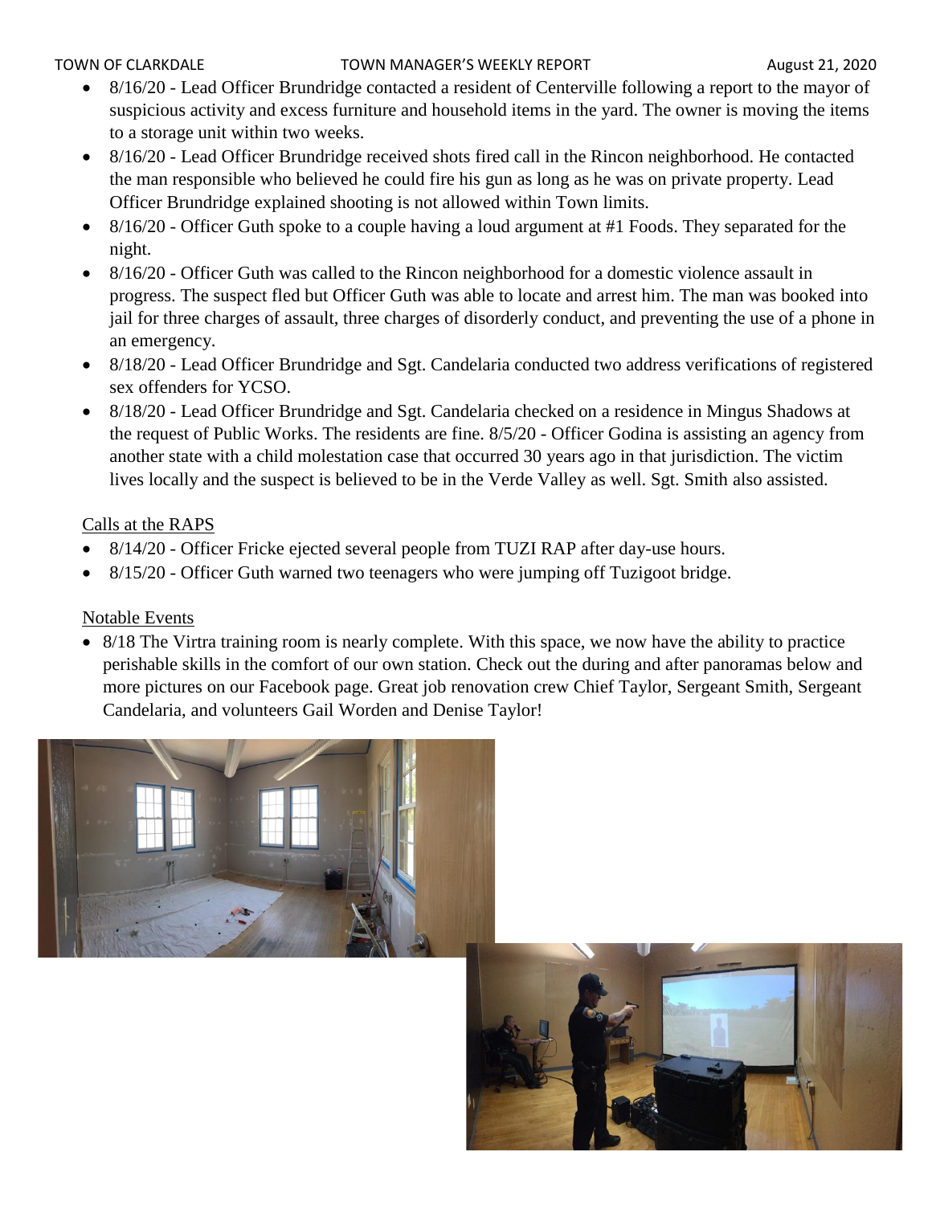- 8/16/20 - Lead Officer Brundridge contacted a resident of Centerville following a report to the mayor of suspicious activity and excess furniture and household items in the yard. The owner is moving the items to a storage unit within two weeks.
- 8/16/20 - Lead Officer Brundridge received shots fired call in the Rincon neighborhood. He contacted the man responsible who believed he could fire his gun as long as he was on private property. Lead Officer Brundridge explained shooting is not allowed within Town limits.
- 8/16/20 - Officer Guth spoke to a couple having a loud argument at #1 Foods. They separated for the night.
- 8/16/20 - Officer Guth was called to the Rincon neighborhood for a domestic violence assault in progress. The suspect fled but Officer Guth was able to locate and arrest him. The man was booked into jail for three charges of assault, three charges of disorderly conduct, and preventing the use of a phone in an emergency.
- 8/18/20 - Lead Officer Brundridge and Sgt. Candelaria conducted two address verifications of registered sex offenders for YCSO.
- 8/18/20 - Lead Officer Brundridge and Sgt. Candelaria checked on a residence in Mingus Shadows at the request of Public Works. The residents are fine. 8/5/20 - Officer Godina is assisting an agency from another state with a child molestation case that occurred 30 years ago in that jurisdiction. The victim lives locally and the suspect is believed to be in the Verde Valley as well. Sgt. Smith also assisted.

Calls at the RAPS

- 8/14/20 - Officer Fricke ejected several people from TUZI RAP after day-use hours.
- 8/15/20 - Officer Guth warned two teenagers who were jumping off Tuzigoot bridge.

Notable Events

- 8/18 The Virtra training room is nearly complete. With this space, we now have the ability to practice perishable skills in the comfort of our own station. Check out the during and after panoramas below and more pictures on our Facebook page. Great job renovation crew Chief Taylor, Sergeant Smith, Sergeant Candelaria, and volunteers Gail Worden and Denise Taylor!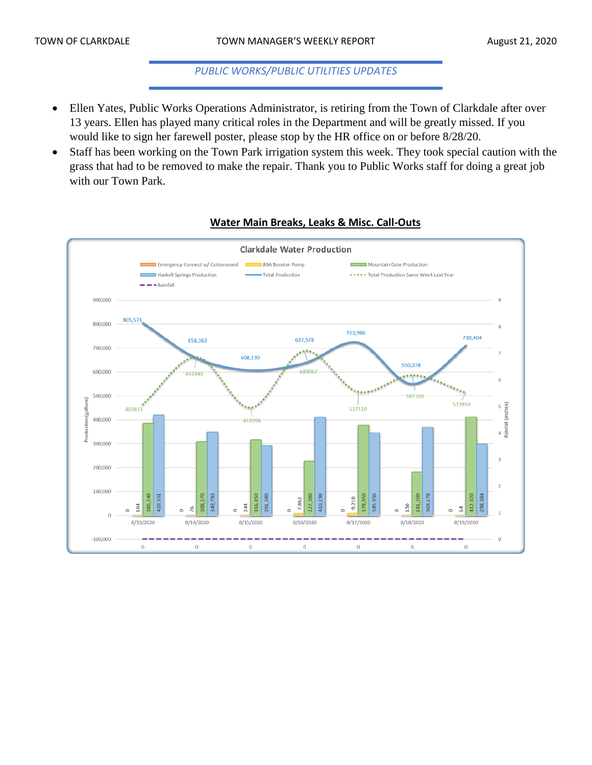## PUBLIC WORKS/PUBLIC UTILITIES UPDATES

- Ellen Yates, Public Works Operations Administrator, is retiring from the Town of Clarkdale after over 13 years. Ellen has played many critical roles in the Department and will be greatly missed. If you would like to sign her farewell poster, please stop by the HR office on or before 8/28/20.
- Staff has been working on the Town Park irrigation system this week. They took special caution with the grass that had to be removed to make the repair. Thank you to Public Works staff for doing a great job with our Town Park.

**Water Main Breaks, Leaks & Misc. Call-Outs**

Clarkdale Water Production

Emergency Connect w/ Cottonwood
89A Booster Pump
Mountain Gate Production
Haskell Springs Production
Total Production
Total Production Same Week Last Year
Rainfall

Production (gallons)
900,000
800,000
700,000
600,000
500,000
400,000
300,000
200,000
100,000
0
-100,000

Rainfall (inches)
9
8
7
6
5
4
3
2
1
0

805,571
658,363
608,230
637,578
723,986
550,378
710,404

465833
662883
451098
689067
517510
587100
513959

8/13/2020: 0, 104, 385,240, 420,331
8/14/2020: 0, 76, 308,570, 349,793
8/15/2020: 0, 244, 316,850, 291,380
8/16/2020: 0, 7,862, 227,380, 410,198
8/17/2020: 0, 9,218, 378,050, 345,936
8/18/2020: 0, 156, 181,200, 369,178
8/19/2020: 0, 64, 412,020, 298,384

0
0
0
0
0
0
0